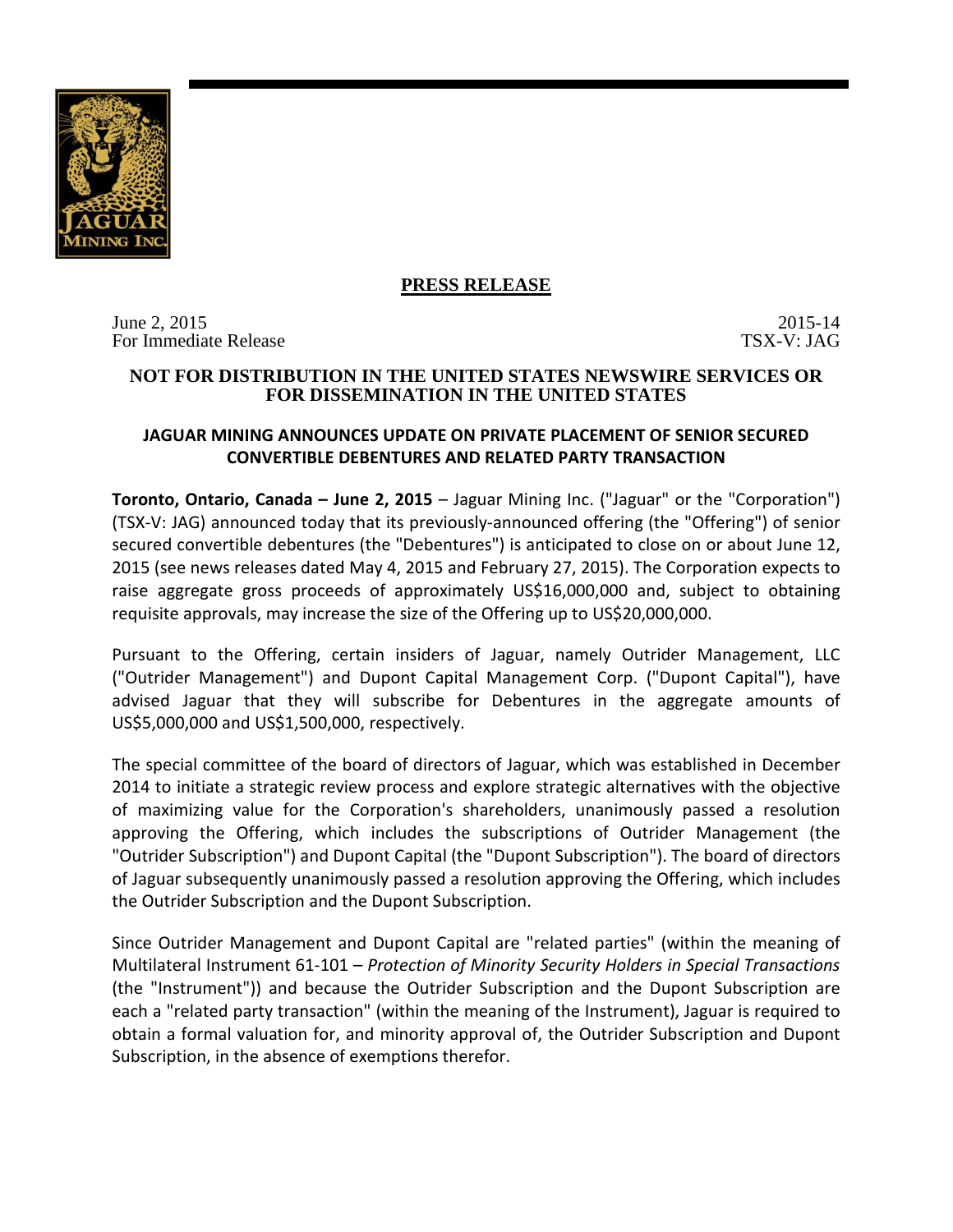# PRESS RELEASE

June 2, 2015
For Immediate Release

2015-14
TSX-V: JAG

**NOT FOR DISTRIBUTION IN THE UNITED STATES NEWSWIRE SERVICES OR FOR DISSEMINATION IN THE UNITED STATES**

## JAGUAR MINING ANNOUNCES UPDATE ON PRIVATE PLACEMENT OF SENIOR SECURED CONVERTIBLE DEBENTURES AND RELATED PARTY TRANSACTION

**Toronto, Ontario, Canada – June 2, 2015** – Jaguar Mining Inc. ("Jaguar" or the "Corporation") (TSX-V: JAG) announced today that its previously-announced offering (the "Offering") of senior secured convertible debentures (the "Debentures") is anticipated to close on or about June 12, 2015 (see news releases dated May 4, 2015 and February 27, 2015). The Corporation expects to raise aggregate gross proceeds of approximately US$16,000,000 and, subject to obtaining requisite approvals, may increase the size of the Offering up to US$20,000,000.

Pursuant to the Offering, certain insiders of Jaguar, namely Outrider Management, LLC ("Outrider Management") and Dupont Capital Management Corp. ("Dupont Capital"), have advised Jaguar that they will subscribe for Debentures in the aggregate amounts of US$5,000,000 and US$1,500,000, respectively.

The special committee of the board of directors of Jaguar, which was established in December 2014 to initiate a strategic review process and explore strategic alternatives with the objective of maximizing value for the Corporation's shareholders, unanimously passed a resolution approving the Offering, which includes the subscriptions of Outrider Management (the "Outrider Subscription") and Dupont Capital (the "Dupont Subscription"). The board of directors of Jaguar subsequently unanimously passed a resolution approving the Offering, which includes the Outrider Subscription and the Dupont Subscription.

Since Outrider Management and Dupont Capital are "related parties" (within the meaning of Multilateral Instrument 61-101 – *Protection of Minority Security Holders in Special Transactions* (the "Instrument")) and because the Outrider Subscription and the Dupont Subscription are each a "related party transaction" (within the meaning of the Instrument), Jaguar is required to obtain a formal valuation for, and minority approval of, the Outrider Subscription and Dupont Subscription, in the absence of exemptions therefor.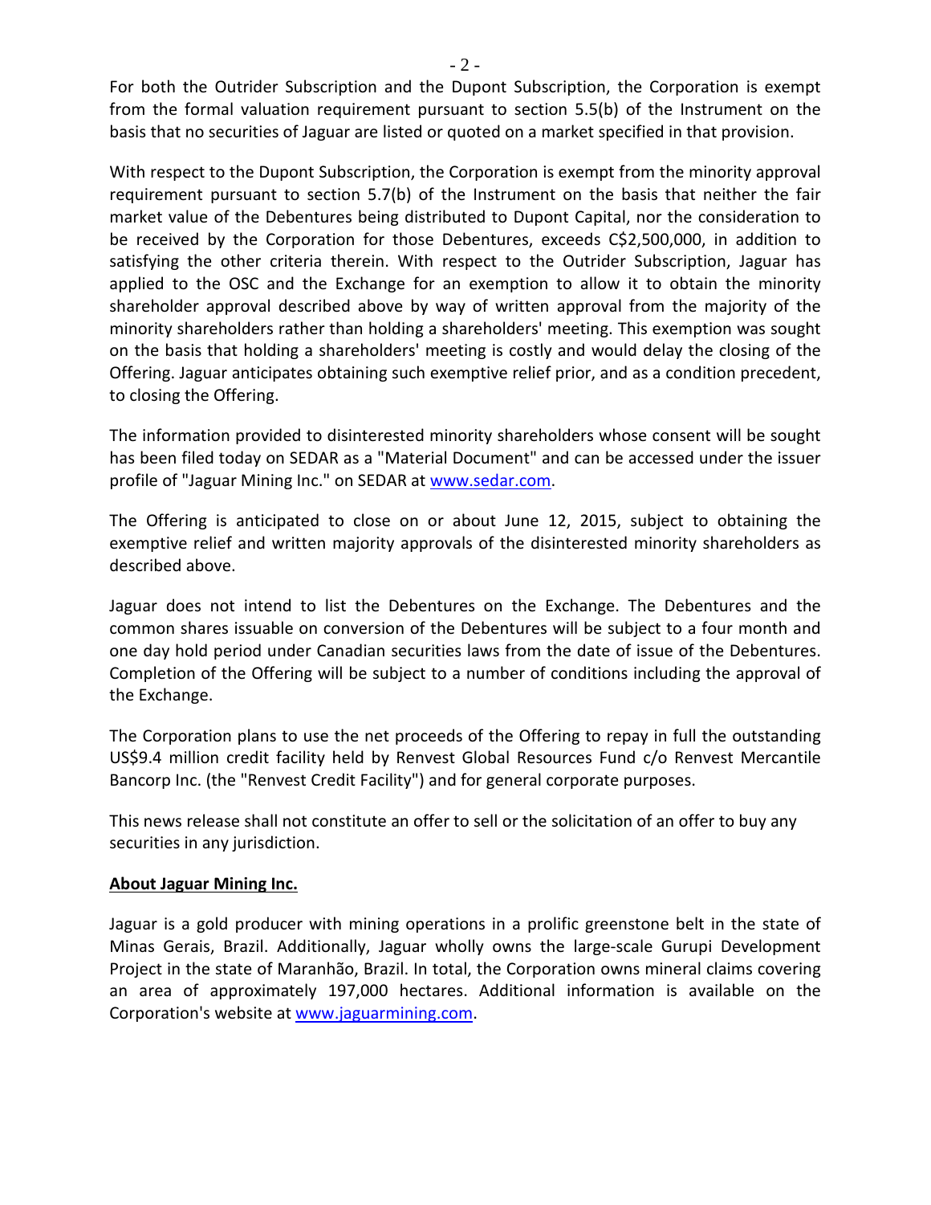For both the Outrider Subscription and the Dupont Subscription, the Corporation is exempt from the formal valuation requirement pursuant to section 5.5(b) of the Instrument on the basis that no securities of Jaguar are listed or quoted on a market specified in that provision.

With respect to the Dupont Subscription, the Corporation is exempt from the minority approval requirement pursuant to section 5.7(b) of the Instrument on the basis that neither the fair market value of the Debentures being distributed to Dupont Capital, nor the consideration to be received by the Corporation for those Debentures, exceeds C$2,500,000, in addition to satisfying the other criteria therein. With respect to the Outrider Subscription, Jaguar has applied to the OSC and the Exchange for an exemption to allow it to obtain the minority shareholder approval described above by way of written approval from the majority of the minority shareholders rather than holding a shareholders' meeting. This exemption was sought on the basis that holding a shareholders' meeting is costly and would delay the closing of the Offering. Jaguar anticipates obtaining such exemptive relief prior, and as a condition precedent, to closing the Offering.

The information provided to disinterested minority shareholders whose consent will be sought has been filed today on SEDAR as a "Material Document" and can be accessed under the issuer profile of "Jaguar Mining Inc." on SEDAR at www.sedar.com.

The Offering is anticipated to close on or about June 12, 2015, subject to obtaining the exemptive relief and written majority approvals of the disinterested minority shareholders as described above.

Jaguar does not intend to list the Debentures on the Exchange. The Debentures and the common shares issuable on conversion of the Debentures will be subject to a four month and one day hold period under Canadian securities laws from the date of issue of the Debentures. Completion of the Offering will be subject to a number of conditions including the approval of the Exchange.

The Corporation plans to use the net proceeds of the Offering to repay in full the outstanding US$9.4 million credit facility held by Renvest Global Resources Fund c/o Renvest Mercantile Bancorp Inc. (the "Renvest Credit Facility") and for general corporate purposes.

This news release shall not constitute an offer to sell or the solicitation of an offer to buy any securities in any jurisdiction.

**About Jaguar Mining Inc.**

Jaguar is a gold producer with mining operations in a prolific greenstone belt in the state of Minas Gerais, Brazil. Additionally, Jaguar wholly owns the large-scale Gurupi Development Project in the state of Maranhão, Brazil. In total, the Corporation owns mineral claims covering an area of approximately 197,000 hectares. Additional information is available on the Corporation's website at www.jaguarmining.com.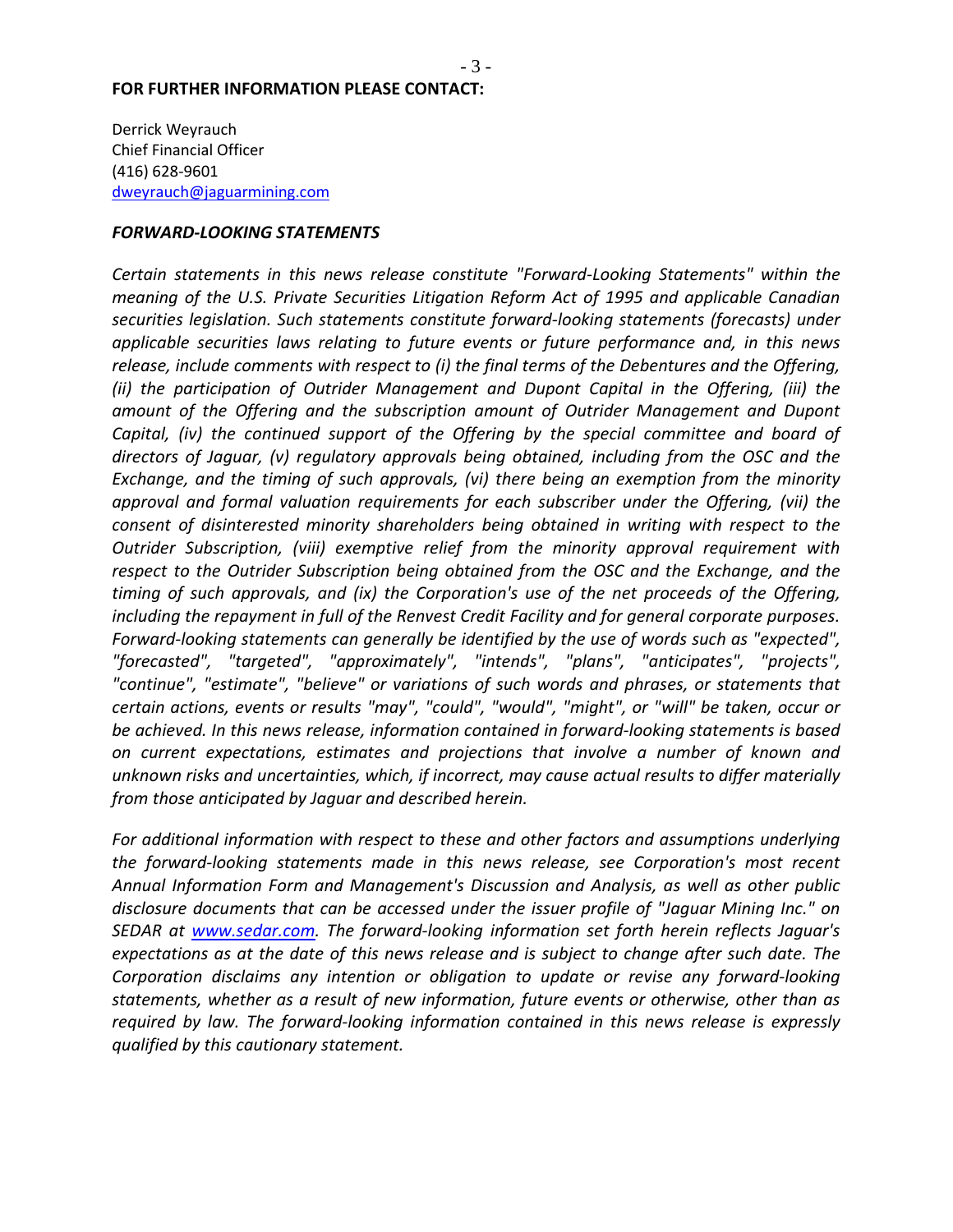**FOR FURTHER INFORMATION PLEASE CONTACT:**

Derrick Weyrauch
Chief Financial Officer
(416) 628-9601
dweyrauch@jaguarmining.com

***FORWARD-LOOKING STATEMENTS***

*Certain statements in this news release constitute "Forward-Looking Statements" within the meaning of the U.S. Private Securities Litigation Reform Act of 1995 and applicable Canadian securities legislation. Such statements constitute forward-looking statements (forecasts) under applicable securities laws relating to future events or future performance and, in this news release, include comments with respect to (i) the final terms of the Debentures and the Offering, (ii) the participation of Outrider Management and Dupont Capital in the Offering, (iii) the amount of the Offering and the subscription amount of Outrider Management and Dupont Capital, (iv) the continued support of the Offering by the special committee and board of directors of Jaguar, (v) regulatory approvals being obtained, including from the OSC and the Exchange, and the timing of such approvals, (vi) there being an exemption from the minority approval and formal valuation requirements for each subscriber under the Offering, (vii) the consent of disinterested minority shareholders being obtained in writing with respect to the Outrider Subscription, (viii) exemptive relief from the minority approval requirement with respect to the Outrider Subscription being obtained from the OSC and the Exchange, and the timing of such approvals, and (ix) the Corporation's use of the net proceeds of the Offering, including the repayment in full of the Renvest Credit Facility and for general corporate purposes. Forward-looking statements can generally be identified by the use of words such as "expected", "forecasted", "targeted", "approximately", "intends", "plans", "anticipates", "projects", "continue", "estimate", "believe" or variations of such words and phrases, or statements that certain actions, events or results "may", "could", "would", "might", or "will" be taken, occur or be achieved. In this news release, information contained in forward-looking statements is based on current expectations, estimates and projections that involve a number of known and unknown risks and uncertainties, which, if incorrect, may cause actual results to differ materially from those anticipated by Jaguar and described herein.*

*For additional information with respect to these and other factors and assumptions underlying the forward-looking statements made in this news release, see Corporation's most recent Annual Information Form and Management's Discussion and Analysis, as well as other public disclosure documents that can be accessed under the issuer profile of "Jaguar Mining Inc." on SEDAR at www.sedar.com. The forward-looking information set forth herein reflects Jaguar's expectations as at the date of this news release and is subject to change after such date. The Corporation disclaims any intention or obligation to update or revise any forward-looking statements, whether as a result of new information, future events or otherwise, other than as required by law. The forward-looking information contained in this news release is expressly qualified by this cautionary statement.*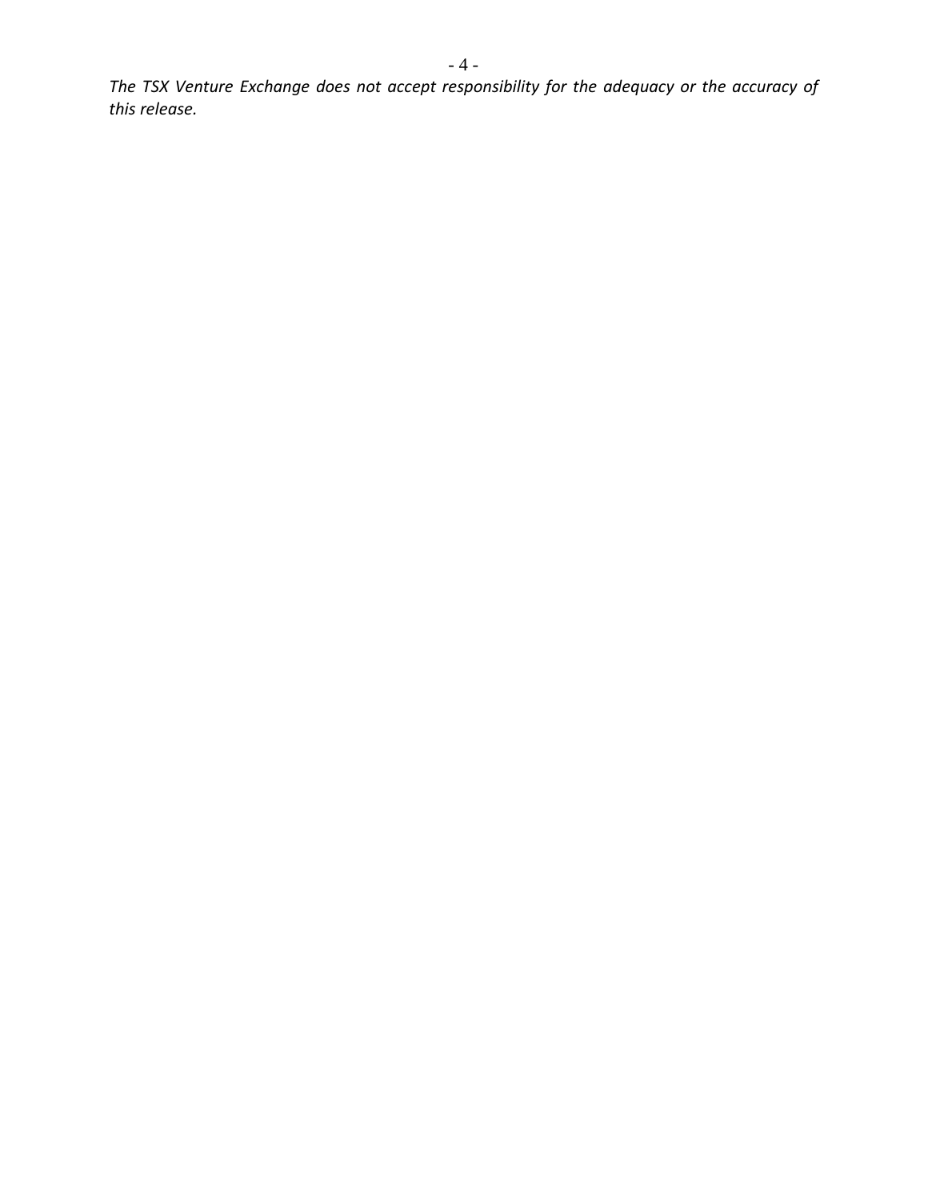*The TSX Venture Exchange does not accept responsibility for the adequacy or the accuracy of this release.*